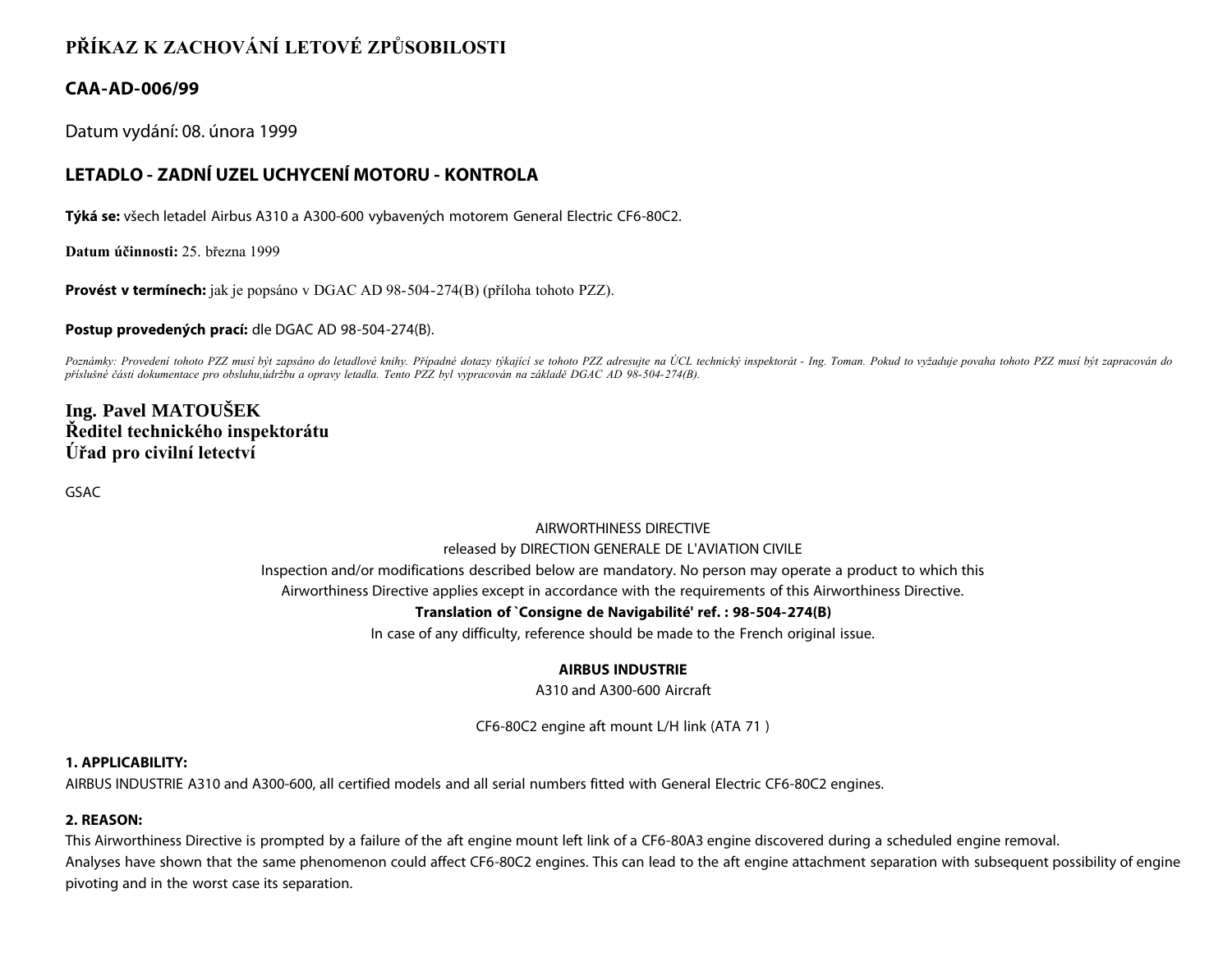# PŘÍKAZ K ZACHOVÁNÍ LETOVÉ ZPŮSOBILOSTI

## CAA-AD-006/99

Datum vydání: 08. února 1999

## LETADLO - ZADNÍ UZEL UCHYCENÍ MOTORU - KONTROLA

**Týká se:** všech letadel Airbus A310 a A300-600 vybavených motorem General Electric CF6-80C2.

**Datum účinnosti:** 25. března 1999

**Provést v termínech:** jak je popsáno v DGAC AD 98-504-274(B) (příloha tohoto PZZ).

**Postup provedených prací:** dle DGAC AD 98-504-274(B).

*Poznámky: Provedení tohoto PZZ musí být zapsáno do letadlové knihy. Případné dotazy týkající se tohoto PZZ adresujte na ÚCL technický inspektorát - Ing. Toman. Pokud to vyžaduje povaha tohoto PZZ musí být zapracován do příslušné části dokumentace pro obsluhu,údržbu a opravy letadla. Tento PZZ byl vypracován na základě DGAC AD 98-504-274(B).*

**Ing. Pavel MATOUŠEK**
**Ředitel technického inspektorátu**
**Úřad pro civilní letectví**

GSAC

AIRWORTHINESS DIRECTIVE

released by DIRECTION GENERALE DE L'AVIATION CIVILE

Inspection and/or modifications described below are mandatory. No person may operate a product to which this Airworthiness Directive applies except in accordance with the requirements of this Airworthiness Directive.

**Translation of `Consigne de Navigabilité' ref. : 98-504-274(B)**

In case of any difficulty, reference should be made to the French original issue.

**AIRBUS INDUSTRIE**

A310 and A300-600 Aircraft

CF6-80C2 engine aft mount L/H link (ATA 71 )

**1. APPLICABILITY:**

AIRBUS INDUSTRIE A310 and A300-600, all certified models and all serial numbers fitted with General Electric CF6-80C2 engines.

**2. REASON:**

This Airworthiness Directive is prompted by a failure of the aft engine mount left link of a CF6-80A3 engine discovered during a scheduled engine removal.

Analyses have shown that the same phenomenon could affect CF6-80C2 engines. This can lead to the aft engine attachment separation with subsequent possibility of engine pivoting and in the worst case its separation.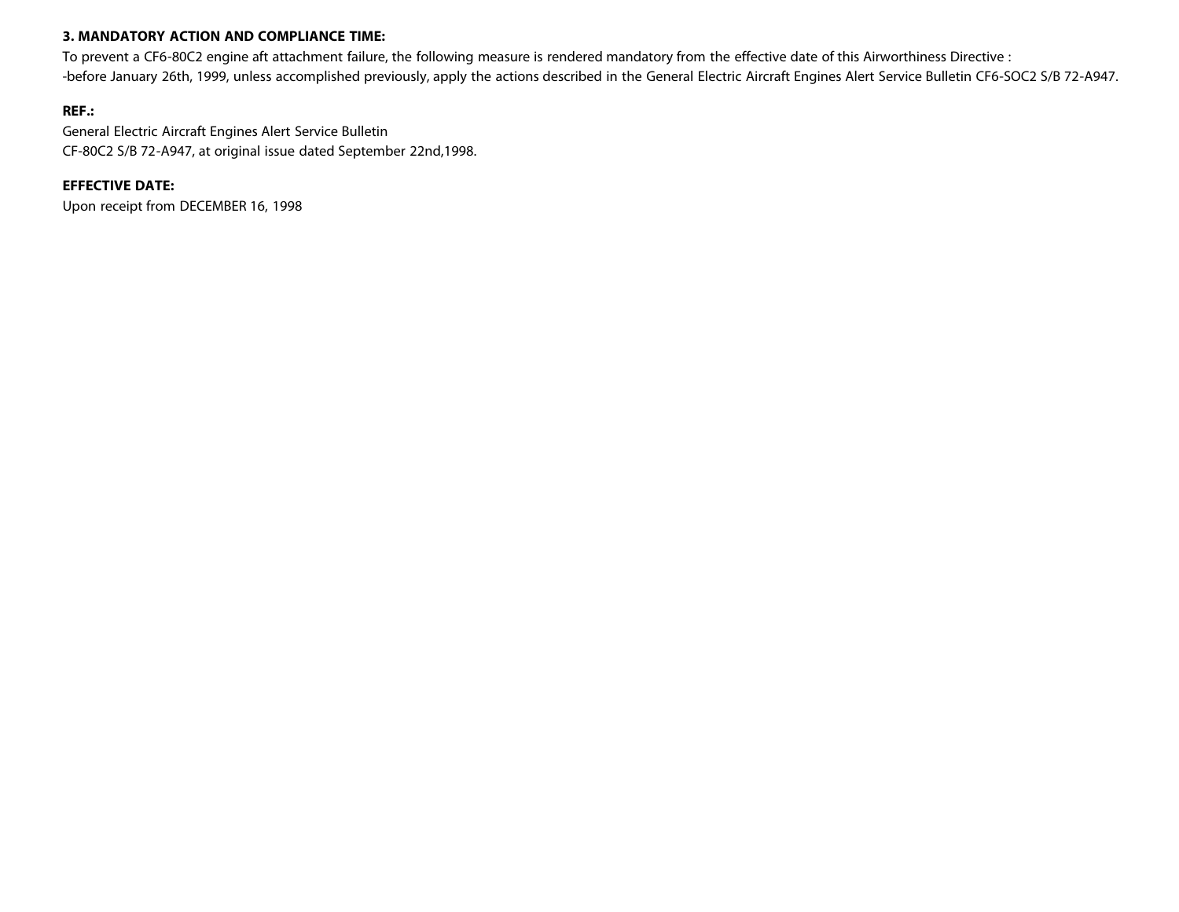**3. MANDATORY ACTION AND COMPLIANCE TIME:**

To prevent a CF6-80C2 engine aft attachment failure, the following measure is rendered mandatory from the effective date of this Airworthiness Directive :
-before January 26th, 1999, unless accomplished previously, apply the actions described in the General Electric Aircraft Engines Alert Service Bulletin CF6-SOC2 S/B 72-A947.

**REF.:**

General Electric Aircraft Engines Alert Service Bulletin
CF-80C2 S/B 72-A947, at original issue dated September 22nd,1998.

**EFFECTIVE DATE:**

Upon receipt from DECEMBER 16, 1998